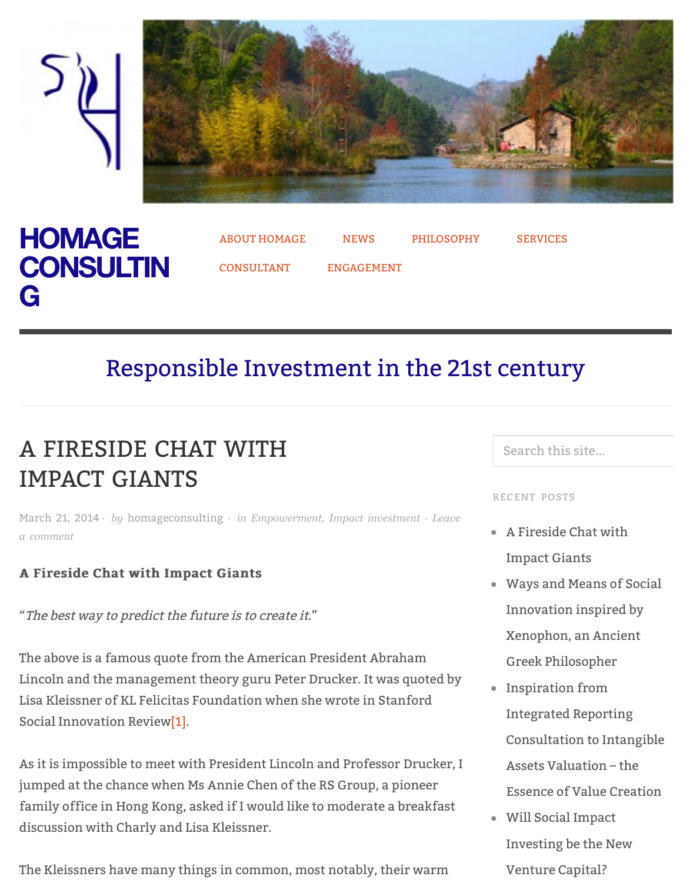HOMAGE CONSULTING

ABOUT HOMAGE NEWS PHILOSOPHY SERVICES CONSULTANT ENGAGEMENT

Responsible Investment in the 21st century

# A FIRESIDE CHAT WITH IMPACT GIANTS

March 21, 2014 · by homageconsulting · in *Empowerment, Impact investment* · *Leave a comment*

**A Fireside Chat with Impact Giants**

"*The best way to predict the future is to create it.*"

The above is a famous quote from the American President Abraham Lincoln and the management theory guru Peter Drucker. It was quoted by Lisa Kleissner of KL Felicitas Foundation when she wrote in Stanford Social Innovation Review[1].

As it is impossible to meet with President Lincoln and Professor Drucker, I jumped at the chance when Ms Annie Chen of the RS Group, a pioneer family office in Hong Kong, asked if I would like to moderate a breakfast discussion with Charly and Lisa Kleissner.

The Kleissners have many things in common, most notably, their warm

Search this site...

RECENT POSTS

- A Fireside Chat with Impact Giants
- Ways and Means of Social Innovation inspired by Xenophon, an Ancient Greek Philosopher
- Inspiration from Integrated Reporting Consultation to Intangible Assets Valuation – the Essence of Value Creation
- Will Social Impact Investing be the New Venture Capital?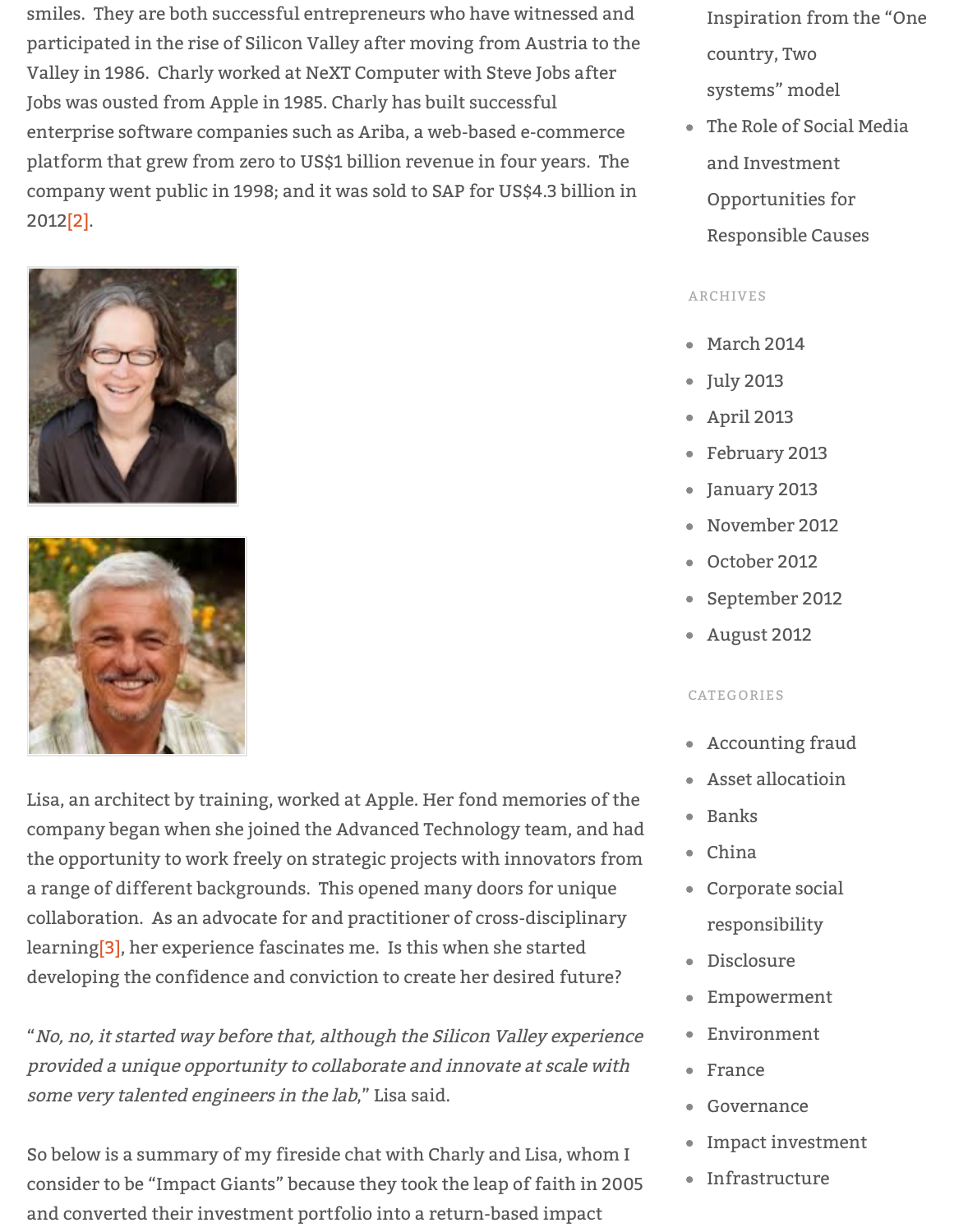smiles. They are both successful entrepreneurs who have witnessed and participated in the rise of Silicon Valley after moving from Austria to the Valley in 1986. Charly worked at NeXT Computer with Steve Jobs after Jobs was ousted from Apple in 1985. Charly has built successful enterprise software companies such as Ariba, a web-based e-commerce platform that grew from zero to US$1 billion revenue in four years. The company went public in 1998; and it was sold to SAP for US$4.3 billion in 2012[2].

Lisa, an architect by training, worked at Apple. Her fond memories of the company began when she joined the Advanced Technology team, and had the opportunity to work freely on strategic projects with innovators from a range of different backgrounds. This opened many doors for unique collaboration. As an advocate for and practitioner of cross-disciplinary learning[3], her experience fascinates me. Is this when she started developing the confidence and conviction to create her desired future?

"*No, no, it started way before that, although the Silicon Valley experience provided a unique opportunity to collaborate and innovate at scale with some very talented engineers in the lab,*" Lisa said.

So below is a summary of my fireside chat with Charly and Lisa, whom I consider to be "Impact Giants" because they took the leap of faith in 2005 and converted their investment portfolio into a return-based impact

- Inspiration from the "One country, Two systems" model
- The Role of Social Media and Investment Opportunities for Responsible Causes

ARCHIVES

- March 2014
- July 2013
- April 2013
- February 2013
- January 2013
- November 2012
- October 2012
- September 2012
- August 2012

CATEGORIES

- Accounting fraud
- Asset allocatioin
- Banks
- China
- Corporate social responsibility
- Disclosure
- Empowerment
- Environment
- France
- Governance
- Impact investment
- Infrastructure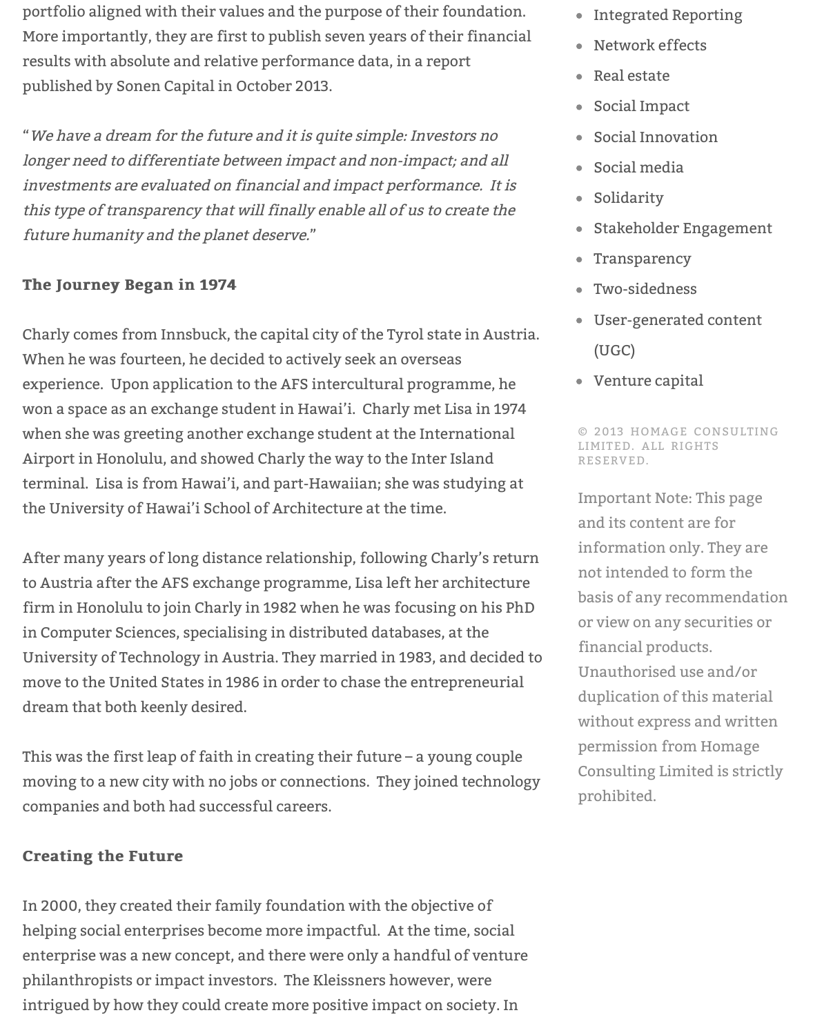portfolio aligned with their values and the purpose of their foundation. More importantly, they are first to publish seven years of their financial results with absolute and relative performance data, in a report published by Sonen Capital in October 2013.

"*We have a dream for the future and it is quite simple: Investors no longer need to differentiate between impact and non-impact; and all investments are evaluated on financial and impact performance. It is this type of transparency that will finally enable all of us to create the future humanity and the planet deserve.*"

### The Journey Began in 1974

Charly comes from Innsbuck, the capital city of the Tyrol state in Austria. When he was fourteen, he decided to actively seek an overseas experience. Upon application to the AFS intercultural programme, he won a space as an exchange student in Hawai'i. Charly met Lisa in 1974 when she was greeting another exchange student at the International Airport in Honolulu, and showed Charly the way to the Inter Island terminal. Lisa is from Hawai'i, and part-Hawaiian; she was studying at the University of Hawai'i School of Architecture at the time.

After many years of long distance relationship, following Charly's return to Austria after the AFS exchange programme, Lisa left her architecture firm in Honolulu to join Charly in 1982 when he was focusing on his PhD in Computer Sciences, specialising in distributed databases, at the University of Technology in Austria. They married in 1983, and decided to move to the United States in 1986 in order to chase the entrepreneurial dream that both keenly desired.

This was the first leap of faith in creating their future – a young couple moving to a new city with no jobs or connections. They joined technology companies and both had successful careers.

### Creating the Future

In 2000, they created their family foundation with the objective of helping social enterprises become more impactful. At the time, social enterprise was a new concept, and there were only a handful of venture philanthropists or impact investors. The Kleissners however, were intrigued by how they could create more positive impact on society. In

- Integrated Reporting
- Network effects
- Real estate
- Social Impact
- Social Innovation
- Social media
- Solidarity
- Stakeholder Engagement
- Transparency
- Two-sidedness
- User-generated content (UGC)
- Venture capital

© 2013 HOMAGE CONSULTING LIMITED. ALL RIGHTS RESERVED.

Important Note: This page and its content are for information only. They are not intended to form the basis of any recommendation or view on any securities or financial products. Unauthorised use and/or duplication of this material without express and written permission from Homage Consulting Limited is strictly prohibited.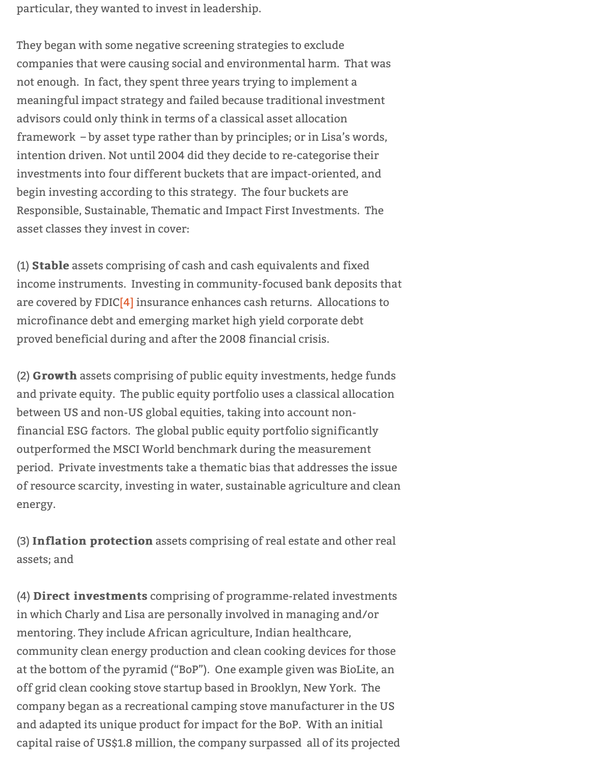particular, they wanted to invest in leadership.

They began with some negative screening strategies to exclude companies that were causing social and environmental harm. That was not enough. In fact, they spent three years trying to implement a meaningful impact strategy and failed because traditional investment advisors could only think in terms of a classical asset allocation framework – by asset type rather than by principles; or in Lisa's words, intention driven. Not until 2004 did they decide to re-categorise their investments into four different buckets that are impact-oriented, and begin investing according to this strategy. The four buckets are Responsible, Sustainable, Thematic and Impact First Investments. The asset classes they invest in cover:

(1) **Stable** assets comprising of cash and cash equivalents and fixed income instruments. Investing in community-focused bank deposits that are covered by FDIC[4] insurance enhances cash returns. Allocations to microfinance debt and emerging market high yield corporate debt proved beneficial during and after the 2008 financial crisis.

(2) **Growth** assets comprising of public equity investments, hedge funds and private equity. The public equity portfolio uses a classical allocation between US and non-US global equities, taking into account non-financial ESG factors. The global public equity portfolio significantly outperformed the MSCI World benchmark during the measurement period. Private investments take a thematic bias that addresses the issue of resource scarcity, investing in water, sustainable agriculture and clean energy.

(3) **Inflation protection** assets comprising of real estate and other real assets; and

(4) **Direct investments** comprising of programme-related investments in which Charly and Lisa are personally involved in managing and/or mentoring. They include African agriculture, Indian healthcare, community clean energy production and clean cooking devices for those at the bottom of the pyramid ("BoP"). One example given was BioLite, an off grid clean cooking stove startup based in Brooklyn, New York. The company began as a recreational camping stove manufacturer in the US and adapted its unique product for impact for the BoP. With an initial capital raise of US$1.8 million, the company surpassed all of its projected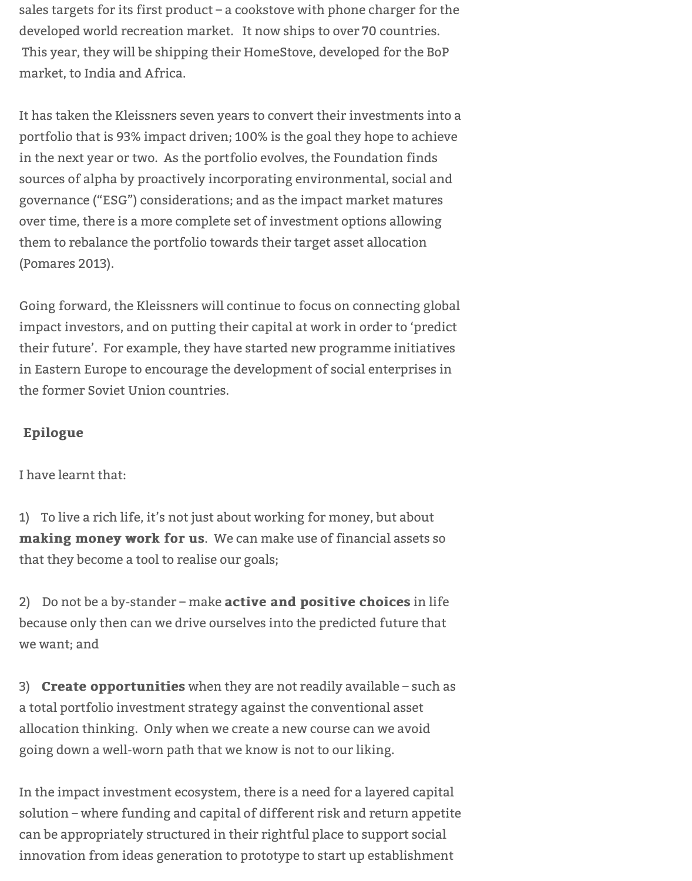sales targets for its first product – a cookstove with phone charger for the developed world recreation market.  It now ships to over 70 countries.  This year, they will be shipping their HomeStove, developed for the BoP market, to India and Africa.

It has taken the Kleissners seven years to convert their investments into a portfolio that is 93% impact driven; 100% is the goal they hope to achieve in the next year or two.  As the portfolio evolves, the Foundation finds sources of alpha by proactively incorporating environmental, social and governance ("ESG") considerations; and as the impact market matures over time, there is a more complete set of investment options allowing them to rebalance the portfolio towards their target asset allocation (Pomares 2013).

Going forward, the Kleissners will continue to focus on connecting global impact investors, and on putting their capital at work in order to 'predict their future'.  For example, they have started new programme initiatives in Eastern Europe to encourage the development of social enterprises in the former Soviet Union countries.

## Epilogue

I have learnt that:

1) To live a rich life, it's not just about working for money, but about **making money work for us**.  We can make use of financial assets so that they become a tool to realise our goals;

2) Do not be a by-stander – make **active and positive choices** in life because only then can we drive ourselves into the predicted future that we want; and

3) **Create opportunities** when they are not readily available – such as a total portfolio investment strategy against the conventional asset allocation thinking.  Only when we create a new course can we avoid going down a well-worn path that we know is not to our liking.

In the impact investment ecosystem, there is a need for a layered capital solution – where funding and capital of different risk and return appetite can be appropriately structured in their rightful place to support social innovation from ideas generation to prototype to start up establishment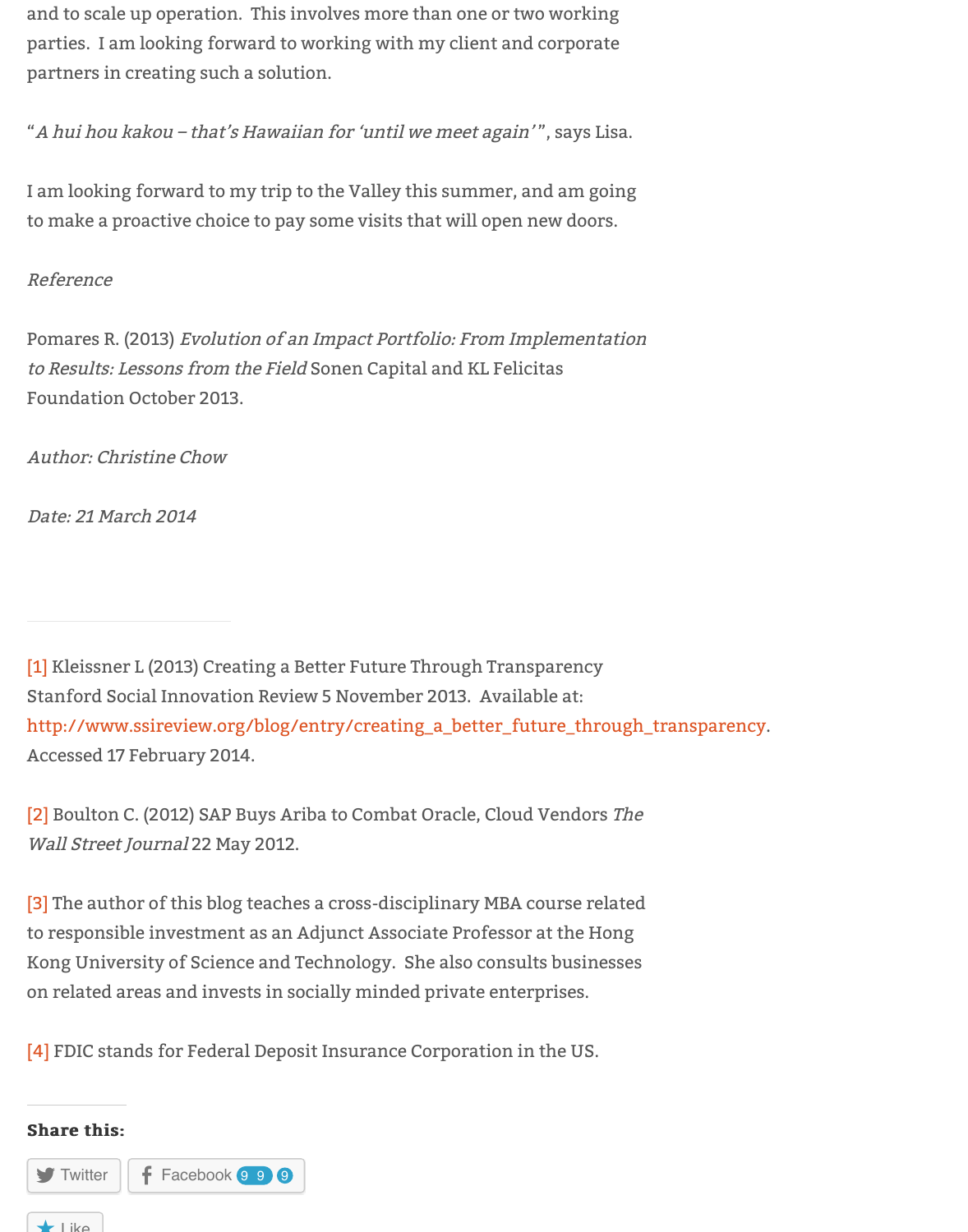and to scale up operation. This involves more than one or two working parties. I am looking forward to working with my client and corporate partners in creating such a solution.

"*A hui hou kakou – that's Hawaiian for 'until we meet again'*", says Lisa.

I am looking forward to my trip to the Valley this summer, and am going to make a proactive choice to pay some visits that will open new doors.

*Reference*

Pomares R. (2013) *Evolution of an Impact Portfolio: From Implementation to Results: Lessons from the Field* Sonen Capital and KL Felicitas Foundation October 2013.

*Author: Christine Chow*

*Date: 21 March 2014*

---

[1] Kleissner L (2013) Creating a Better Future Through Transparency Stanford Social Innovation Review 5 November 2013. Available at: http://www.ssireview.org/blog/entry/creating_a_better_future_through_transparency. Accessed 17 February 2014.

[2] Boulton C. (2012) SAP Buys Ariba to Combat Oracle, Cloud Vendors *The Wall Street Journal* 22 May 2012.

[3] The author of this blog teaches a cross-disciplinary MBA course related to responsible investment as an Adjunct Associate Professor at the Hong Kong University of Science and Technology. She also consults businesses on related areas and invests in socially minded private enterprises.

[4] FDIC stands for Federal Deposit Insurance Corporation in the US.

---

**Share this:**

Twitter Facebook 99

Like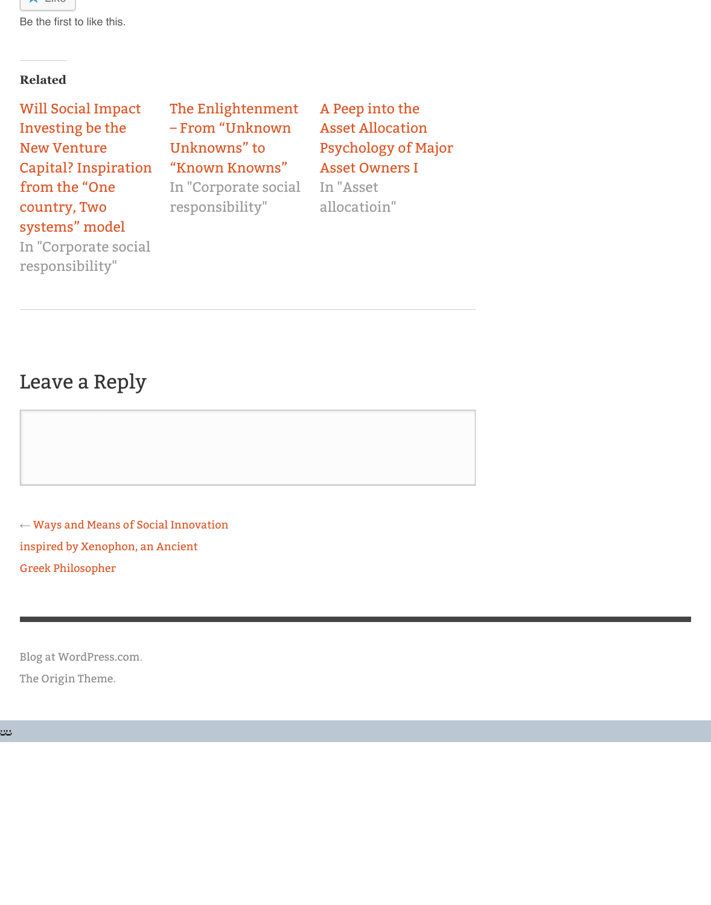Be the first to like this.

**Related**

Will Social Impact Investing be the New Venture Capital? Inspiration from the “One country, Two systems” model
In "Corporate social responsibility"

The Enlightenment – From “Unknown Unknowns” to “Known Knowns”
In "Corporate social responsibility"

A Peep into the Asset Allocation Psychology of Major Asset Owners I
In "Asset allocatioin"

## Leave a Reply

← Ways and Means of Social Innovation inspired by Xenophon, an Ancient Greek Philosopher

Blog at WordPress.com.

The Origin Theme.